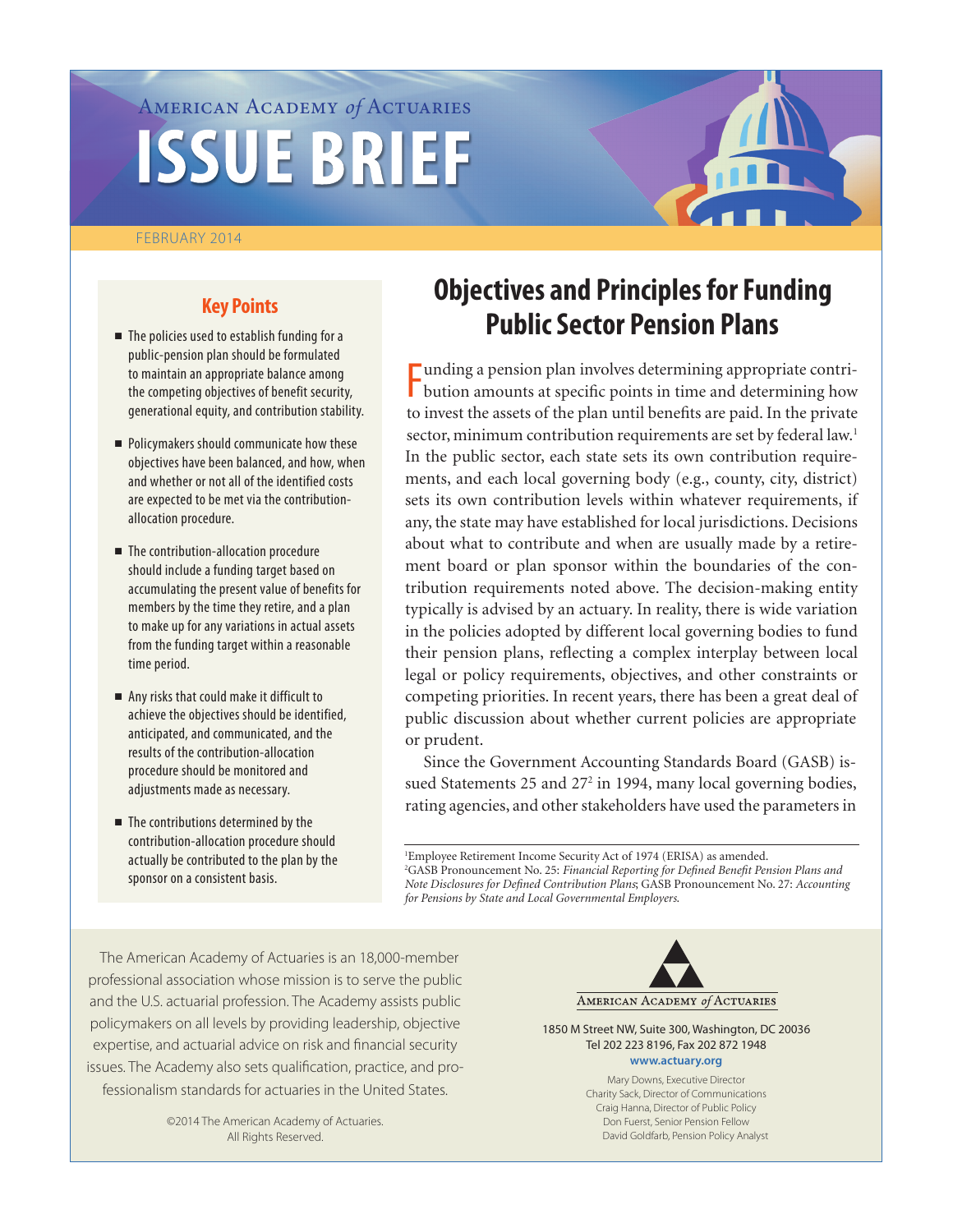AMERICAN ACADEMY *of* ACTUARIES

# ISSUE BRIEF

FEBRUARY 2014

## Objectives and Principles for Funding Public Sector Pension Plans

### Key Points

- The policies used to establish funding for a public-pension plan should be formulated to maintain an appropriate balance among the competing objectives of benefit security, generational equity, and contribution stability.
- Policymakers should communicate how these objectives have been balanced, and how, when and whether or not all of the identified costs are expected to be met via the contribution-allocation procedure.
- The contribution-allocation procedure should include a funding target based on accumulating the present value of benefits for members by the time they retire, and a plan to make up for any variations in actual assets from the funding target within a reasonable time period.
- Any risks that could make it difficult to achieve the objectives should be identified, anticipated, and communicated, and the results of the contribution-allocation procedure should be monitored and adjustments made as necessary.
- The contributions determined by the contribution-allocation procedure should actually be contributed to the plan by the sponsor on a consistent basis.

Funding a pension plan involves determining appropriate contribution amounts at specific points in time and determining how to invest the assets of the plan until benefits are paid. In the private sector, minimum contribution requirements are set by federal law.[1] In the public sector, each state sets its own contribution requirements, and each local governing body (e.g., county, city, district) sets its own contribution levels within whatever requirements, if any, the state may have established for local jurisdictions. Decisions about what to contribute and when are usually made by a retirement board or plan sponsor within the boundaries of the contribution requirements noted above. The decision-making entity typically is advised by an actuary. In reality, there is wide variation in the policies adopted by different local governing bodies to fund their pension plans, reflecting a complex interplay between local legal or policy requirements, objectives, and other constraints or competing priorities. In recent years, there has been a great deal of public discussion about whether current policies are appropriate or prudent.

Since the Government Accounting Standards Board (GASB) issued Statements 25 and 27[2] in 1994, many local governing bodies, rating agencies, and other stakeholders have used the parameters in

[1]Employee Retirement Income Security Act of 1974 (ERISA) as amended.
[2]GASB Pronouncement No. 25: *Financial Reporting for Defined Benefit Pension Plans and Note Disclosures for Defined Contribution Plans*; GASB Pronouncement No. 27: *Accounting for Pensions by State and Local Governmental Employers.*

The American Academy of Actuaries is an 18,000-member professional association whose mission is to serve the public and the U.S. actuarial profession. The Academy assists public policymakers on all levels by providing leadership, objective expertise, and actuarial advice on risk and financial security issues. The Academy also sets qualification, practice, and professionalism standards for actuaries in the United States.

©2014 The American Academy of Actuaries.
All Rights Reserved.

AMERICAN ACADEMY *of* ACTUARIES

1850 M Street NW, Suite 300, Washington, DC 20036
Tel 202 223 8196, Fax 202 872 1948
**www.actuary.org**

Mary Downs, Executive Director
Charity Sack, Director of Communications
Craig Hanna, Director of Public Policy
Don Fuerst, Senior Pension Fellow
David Goldfarb, Pension Policy Analyst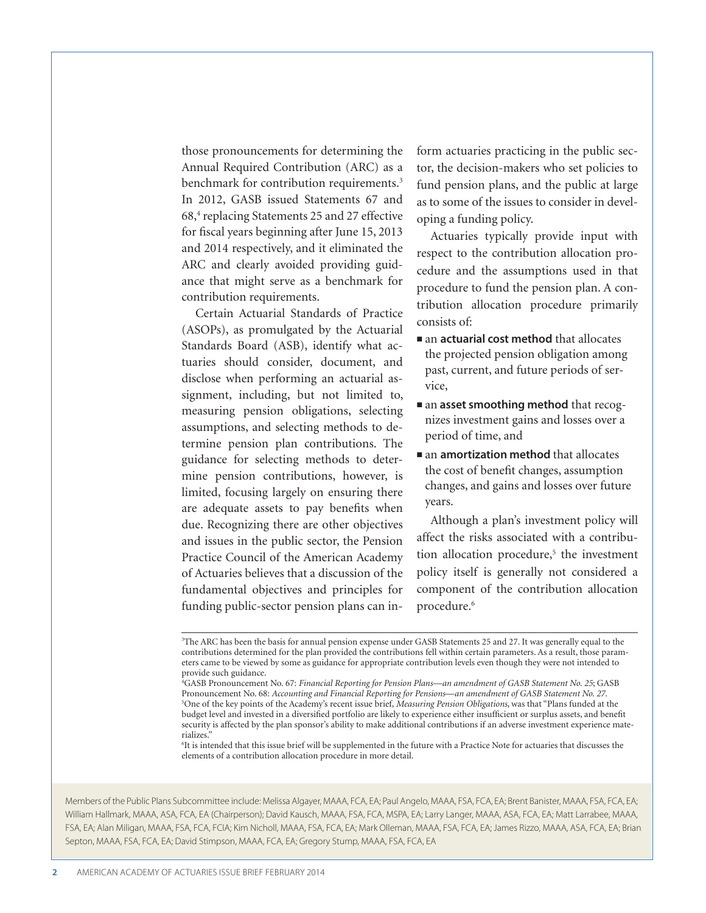those pronouncements for determining the Annual Required Contribution (ARC) as a benchmark for contribution requirements.[3] In 2012, GASB issued Statements 67 and 68,[4] replacing Statements 25 and 27 effective for fiscal years beginning after June 15, 2013 and 2014 respectively, and it eliminated the ARC and clearly avoided providing guidance that might serve as a benchmark for contribution requirements.

Certain Actuarial Standards of Practice (ASOPs), as promulgated by the Actuarial Standards Board (ASB), identify what actuaries should consider, document, and disclose when performing an actuarial assignment, including, but not limited to, measuring pension obligations, selecting assumptions, and selecting methods to determine pension plan contributions. The guidance for selecting methods to determine pension contributions, however, is limited, focusing largely on ensuring there are adequate assets to pay benefits when due. Recognizing there are other objectives and issues in the public sector, the Pension Practice Council of the American Academy of Actuaries believes that a discussion of the fundamental objectives and principles for funding public-sector pension plans can inform actuaries practicing in the public sector, the decision-makers who set policies to fund pension plans, and the public at large as to some of the issues to consider in developing a funding policy.

Actuaries typically provide input with respect to the contribution allocation procedure and the assumptions used in that procedure to fund the pension plan. A contribution allocation procedure primarily consists of:

- an **actuarial cost method** that allocates the projected pension obligation among past, current, and future periods of service,
- an **asset smoothing method** that recognizes investment gains and losses over a period of time, and
- an **amortization method** that allocates the cost of benefit changes, assumption changes, and gains and losses over future years.

Although a plan's investment policy will affect the risks associated with a contribution allocation procedure,[5] the investment policy itself is generally not considered a component of the contribution allocation procedure.[6]

---

[3] The ARC has been the basis for annual pension expense under GASB Statements 25 and 27. It was generally equal to the contributions determined for the plan provided the contributions fell within certain parameters. As a result, those parameters came to be viewed by some as guidance for appropriate contribution levels even though they were not intended to provide such guidance.

[4] GASB Pronouncement No. 67: *Financial Reporting for Pension Plans—an amendment of GASB Statement No. 25*; GASB Pronouncement No. 68: *Accounting and Financial Reporting for Pensions—an amendment of GASB Statement No. 27*.

[5] One of the key points of the Academy's recent issue brief, *Measuring Pension Obligations*, was that "Plans funded at the budget level and invested in a diversified portfolio are likely to experience either insufficient or surplus assets, and benefit security is affected by the plan sponsor's ability to make additional contributions if an adverse investment experience materializes."

[6] It is intended that this issue brief will be supplemented in the future with a Practice Note for actuaries that discusses the elements of a contribution allocation procedure in more detail.

Members of the Public Plans Subcommittee include: Melissa Algayer, MAAA, FCA, EA; Paul Angelo, MAAA, FSA, FCA, EA; Brent Banister, MAAA, FSA, FCA, EA; William Hallmark, MAAA, ASA, FCA, EA (Chairperson); David Kausch, MAAA, FSA, FCA, MSPA, EA; Larry Langer, MAAA, ASA, FCA, EA; Matt Larrabee, MAAA, FSA, EA; Alan Miligan, MAAA, FSA, FCA, FCIA; Kim Nicholl, MAAA, FSA, FCA, EA; Mark Olleman, MAAA, FSA, FCA, EA; James Rizzo, MAAA, ASA, FCA, EA; Brian Septon, MAAA, FSA, FCA, EA; David Stimpson, MAAA, FCA, EA; Gregory Stump, MAAA, FSA, FCA, EA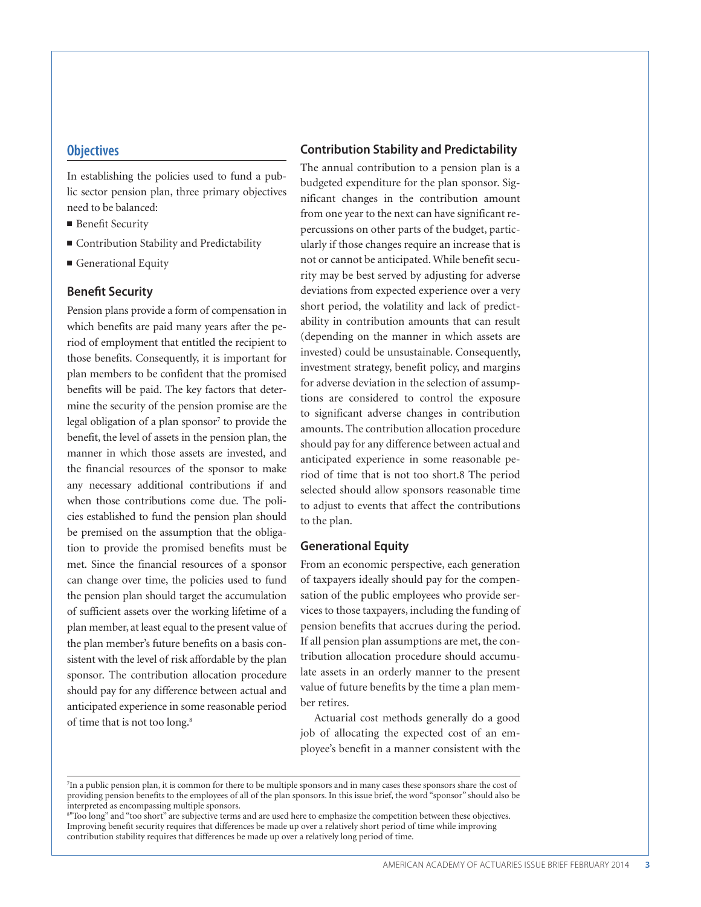## Objectives

In establishing the policies used to fund a public sector pension plan, three primary objectives need to be balanced:

- Benefit Security
- Contribution Stability and Predictability
- Generational Equity

### Benefit Security

Pension plans provide a form of compensation in which benefits are paid many years after the period of employment that entitled the recipient to those benefits. Consequently, it is important for plan members to be confident that the promised benefits will be paid. The key factors that determine the security of the pension promise are the legal obligation of a plan sponsor[7] to provide the benefit, the level of assets in the pension plan, the manner in which those assets are invested, and the financial resources of the sponsor to make any necessary additional contributions if and when those contributions come due. The policies established to fund the pension plan should be premised on the assumption that the obligation to provide the promised benefits must be met. Since the financial resources of a sponsor can change over time, the policies used to fund the pension plan should target the accumulation of sufficient assets over the working lifetime of a plan member, at least equal to the present value of the plan member's future benefits on a basis consistent with the level of risk affordable by the plan sponsor. The contribution allocation procedure should pay for any difference between actual and anticipated experience in some reasonable period of time that is not too long.[8]

### Contribution Stability and Predictability

The annual contribution to a pension plan is a budgeted expenditure for the plan sponsor. Significant changes in the contribution amount from one year to the next can have significant repercussions on other parts of the budget, particularly if those changes require an increase that is not or cannot be anticipated. While benefit security may be best served by adjusting for adverse deviations from expected experience over a very short period, the volatility and lack of predictability in contribution amounts that can result (depending on the manner in which assets are invested) could be unsustainable. Consequently, investment strategy, benefit policy, and margins for adverse deviation in the selection of assumptions are considered to control the exposure to significant adverse changes in contribution amounts. The contribution allocation procedure should pay for any difference between actual and anticipated experience in some reasonable period of time that is not too short.8 The period selected should allow sponsors reasonable time to adjust to events that affect the contributions to the plan.

### Generational Equity

From an economic perspective, each generation of taxpayers ideally should pay for the compensation of the public employees who provide services to those taxpayers, including the funding of pension benefits that accrues during the period. If all pension plan assumptions are met, the contribution allocation procedure should accumulate assets in an orderly manner to the present value of future benefits by the time a plan member retires.

Actuarial cost methods generally do a good job of allocating the expected cost of an employee's benefit in a manner consistent with the

---

[7] In a public pension plan, it is common for there to be multiple sponsors and in many cases these sponsors share the cost of providing pension benefits to the employees of all of the plan sponsors. In this issue brief, the word "sponsor" should also be interpreted as encompassing multiple sponsors.

[8] "Too long" and "too short" are subjective terms and are used here to emphasize the competition between these objectives. Improving benefit security requires that differences be made up over a relatively short period of time while improving contribution stability requires that differences be made up over a relatively long period of time.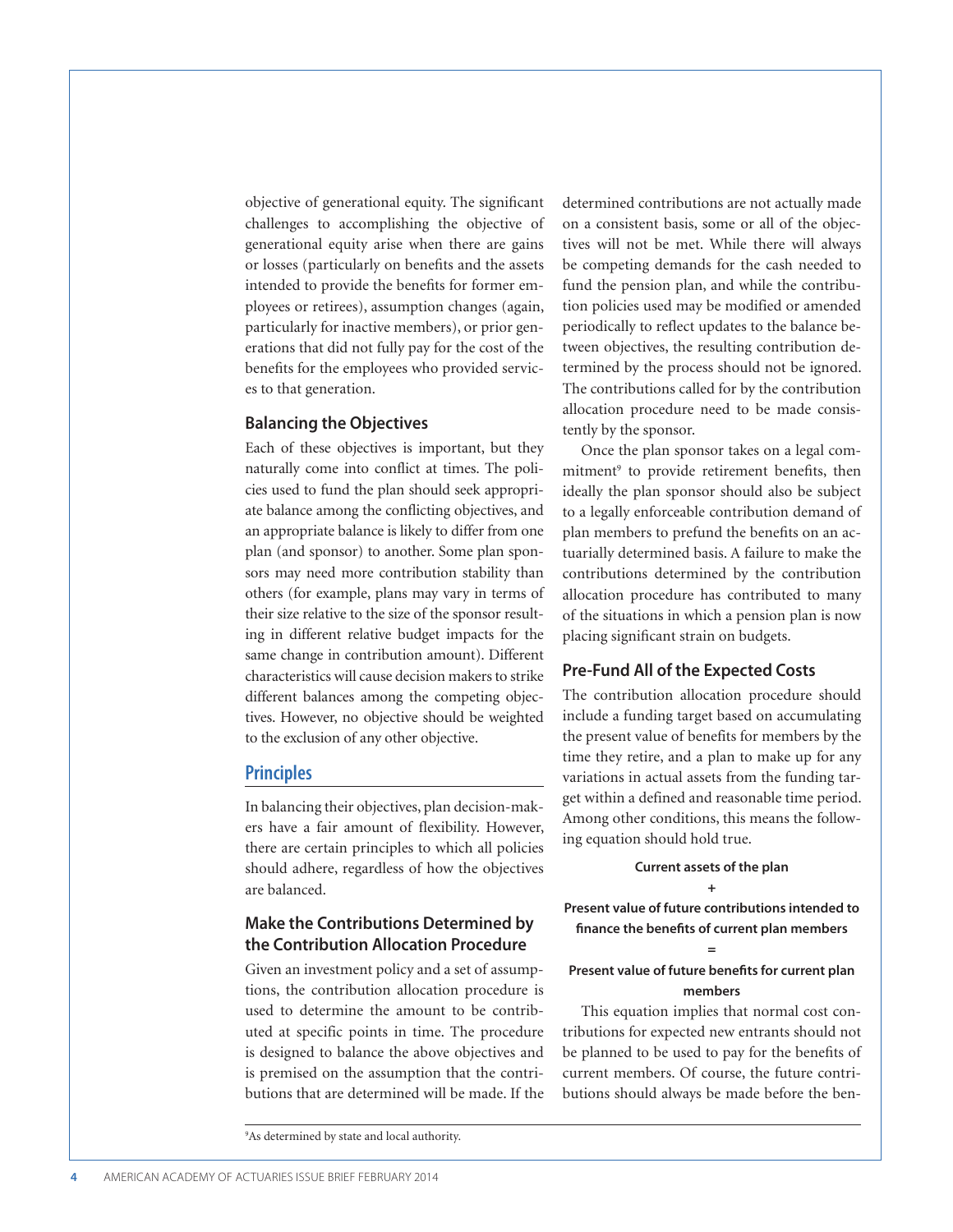objective of generational equity. The significant challenges to accomplishing the objective of generational equity arise when there are gains or losses (particularly on benefits and the assets intended to provide the benefits for former employees or retirees), assumption changes (again, particularly for inactive members), or prior generations that did not fully pay for the cost of the benefits for the employees who provided services to that generation.

### Balancing the Objectives

Each of these objectives is important, but they naturally come into conflict at times. The policies used to fund the plan should seek appropriate balance among the conflicting objectives, and an appropriate balance is likely to differ from one plan (and sponsor) to another. Some plan sponsors may need more contribution stability than others (for example, plans may vary in terms of their size relative to the size of the sponsor resulting in different relative budget impacts for the same change in contribution amount). Different characteristics will cause decision makers to strike different balances among the competing objectives. However, no objective should be weighted to the exclusion of any other objective.

## Principles

In balancing their objectives, plan decision-makers have a fair amount of flexibility. However, there are certain principles to which all policies should adhere, regardless of how the objectives are balanced.

### Make the Contributions Determined by the Contribution Allocation Procedure

Given an investment policy and a set of assumptions, the contribution allocation procedure is used to determine the amount to be contributed at specific points in time. The procedure is designed to balance the above objectives and is premised on the assumption that the contributions that are determined will be made. If the determined contributions are not actually made on a consistent basis, some or all of the objectives will not be met. While there will always be competing demands for the cash needed to fund the pension plan, and while the contribution policies used may be modified or amended periodically to reflect updates to the balance between objectives, the resulting contribution determined by the process should not be ignored. The contributions called for by the contribution allocation procedure need to be made consistently by the sponsor.

Once the plan sponsor takes on a legal commitment[9] to provide retirement benefits, then ideally the plan sponsor should also be subject to a legally enforceable contribution demand of plan members to prefund the benefits on an actuarially determined basis. A failure to make the contributions determined by the contribution allocation procedure has contributed to many of the situations in which a pension plan is now placing significant strain on budgets.

### Pre-Fund All of the Expected Costs

The contribution allocation procedure should include a funding target based on accumulating the present value of benefits for members by the time they retire, and a plan to make up for any variations in actual assets from the funding target within a defined and reasonable time period. Among other conditions, this means the following equation should hold true.

**Current assets of the plan**

**+**

**Present value of future contributions intended to finance the benefits of current plan members**

**=**

**Present value of future benefits for current plan members**

This equation implies that normal cost contributions for expected new entrants should not be planned to be used to pay for the benefits of current members. Of course, the future contributions should always be made before the ben-

---

[9] As determined by state and local authority.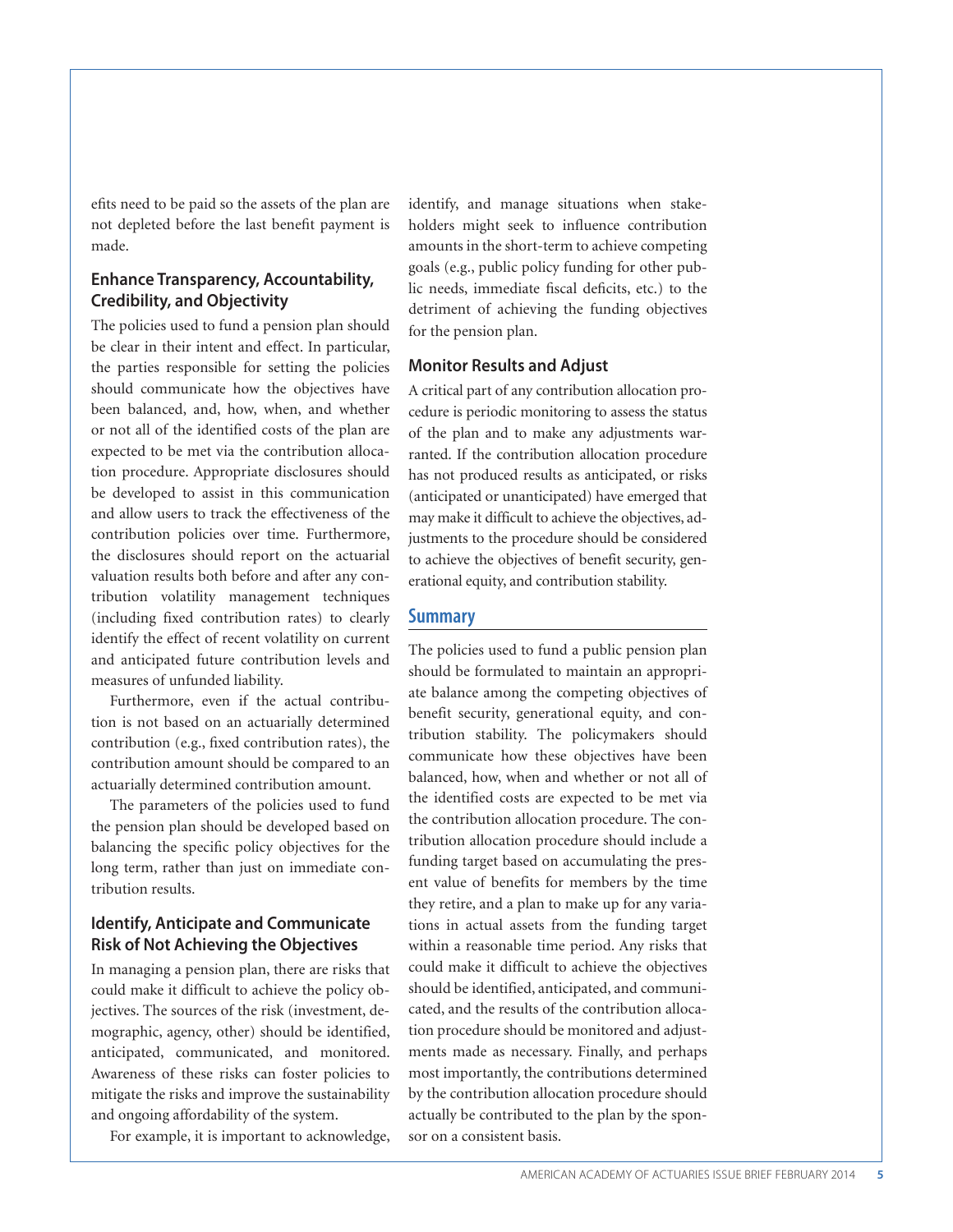efits need to be paid so the assets of the plan are not depleted before the last benefit payment is made.

### Enhance Transparency, Accountability, Credibility, and Objectivity

The policies used to fund a pension plan should be clear in their intent and effect. In particular, the parties responsible for setting the policies should communicate how the objectives have been balanced, and, how, when, and whether or not all of the identified costs of the plan are expected to be met via the contribution allocation procedure. Appropriate disclosures should be developed to assist in this communication and allow users to track the effectiveness of the contribution policies over time. Furthermore, the disclosures should report on the actuarial valuation results both before and after any contribution volatility management techniques (including fixed contribution rates) to clearly identify the effect of recent volatility on current and anticipated future contribution levels and measures of unfunded liability.

Furthermore, even if the actual contribution is not based on an actuarially determined contribution (e.g., fixed contribution rates), the contribution amount should be compared to an actuarially determined contribution amount.

The parameters of the policies used to fund the pension plan should be developed based on balancing the specific policy objectives for the long term, rather than just on immediate contribution results.

### Identify, Anticipate and Communicate Risk of Not Achieving the Objectives

In managing a pension plan, there are risks that could make it difficult to achieve the policy objectives. The sources of the risk (investment, demographic, agency, other) should be identified, anticipated, communicated, and monitored. Awareness of these risks can foster policies to mitigate the risks and improve the sustainability and ongoing affordability of the system.

For example, it is important to acknowledge, identify, and manage situations when stakeholders might seek to influence contribution amounts in the short-term to achieve competing goals (e.g., public policy funding for other public needs, immediate fiscal deficits, etc.) to the detriment of achieving the funding objectives for the pension plan.

### Monitor Results and Adjust

A critical part of any contribution allocation procedure is periodic monitoring to assess the status of the plan and to make any adjustments warranted. If the contribution allocation procedure has not produced results as anticipated, or risks (anticipated or unanticipated) have emerged that may make it difficult to achieve the objectives, adjustments to the procedure should be considered to achieve the objectives of benefit security, generational equity, and contribution stability.

## Summary

The policies used to fund a public pension plan should be formulated to maintain an appropriate balance among the competing objectives of benefit security, generational equity, and contribution stability. The policymakers should communicate how these objectives have been balanced, how, when and whether or not all of the identified costs are expected to be met via the contribution allocation procedure. The contribution allocation procedure should include a funding target based on accumulating the present value of benefits for members by the time they retire, and a plan to make up for any variations in actual assets from the funding target within a reasonable time period. Any risks that could make it difficult to achieve the objectives should be identified, anticipated, and communicated, and the results of the contribution allocation procedure should be monitored and adjustments made as necessary. Finally, and perhaps most importantly, the contributions determined by the contribution allocation procedure should actually be contributed to the plan by the sponsor on a consistent basis.